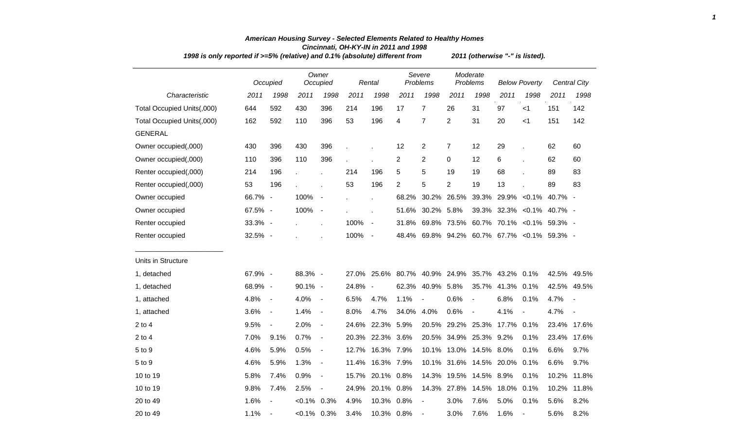***American Housing Survey - Selected Elements Related to Healthy Homes***
***Cincinnati, OH-KY-IN in 2011 and 1998***
***1998 is only reported if >=5% (relative) and 0.1% (absolute) different from 2011 (otherwise "-" is listed).***

| | *Occupied* | | *Owner Occupied* | | *Rental* | | *Severe Problems* | | *Moderate Problems* | | *Below Poverty* | | *Central City* | |
|---|---|---|---|---|---|---|---|---|---|---|---|---|---|---|
| *Characteristic* | *2011* | *1998* | *2011* | *1998* | *2011* | *1998* | *2011* | *1998* | *2011* | *1998* | *2011* | *1998* | *2011* | *1998* |
| Total Occupied Units(,000) | 644 | 592 | 430 | 396 | 214 | 196 | 17 | 7 | 26 | 31 | 97 | <1 | 151 | 142 |
| Total Occupied Units(,000) | 162 | 592 | 110 | 396 | 53 | 196 | 4 | 7 | 2 | 31 | 20 | <1 | 151 | 142 |
| GENERAL | | | | | | | | | | | | | | |
| Owner occupied(,000) | 430 | 396 | 430 | 396 | . | . | 12 | 2 | 7 | 12 | 29 | . | 62 | 60 |
| Owner occupied(,000) | 110 | 396 | 110 | 396 | . | . | 2 | 2 | 0 | 12 | 6 | . | 62 | 60 |
| Renter occupied(,000) | 214 | 196 | . | . | 214 | 196 | 5 | 5 | 19 | 19 | 68 | . | 89 | 83 |
| Renter occupied(,000) | 53 | 196 | . | . | 53 | 196 | 2 | 5 | 2 | 19 | 13 | . | 89 | 83 |
| Owner occupied | 66.7% | - | 100% | - | . | . | 68.2% | 30.2% | 26.5% | 39.3% | 29.9% | <0.1% | 40.7% | - |
| Owner occupied | 67.5% | - | 100% | - | . | . | 51.6% | 30.2% | 5.8% | 39.3% | 32.3% | <0.1% | 40.7% | - |
| Renter occupied | 33.3% | - | . | . | 100% | - | 31.8% | 69.8% | 73.5% | 60.7% | 70.1% | <0.1% | 59.3% | - |
| Renter occupied | 32.5% | - | . | . | 100% | - | 48.4% | 69.8% | 94.2% | 60.7% | 67.7% | <0.1% | 59.3% | - |
| Units in Structure | | | | | | | | | | | | | | |
| 1, detached | 67.9% | - | 88.3% | - | 27.0% | 25.6% | 80.7% | 40.9% | 24.9% | 35.7% | 43.2% | 0.1% | 42.5% | 49.5% |
| 1, detached | 68.9% | - | 90.1% | - | 24.8% | - | 62.3% | 40.9% | 5.8% | 35.7% | 41.3% | 0.1% | 42.5% | 49.5% |
| 1, attached | 4.8% | - | 4.0% | - | 6.5% | 4.7% | 1.1% | - | 0.6% | - | 6.8% | 0.1% | 4.7% | - |
| 1, attached | 3.6% | - | 1.4% | - | 8.0% | 4.7% | 34.0% | 4.0% | 0.6% | - | 4.1% | - | 4.7% | - |
| 2 to 4 | 9.5% | - | 2.0% | - | 24.6% | 22.3% | 5.9% | 20.5% | 29.2% | 25.3% | 17.7% | 0.1% | 23.4% | 17.6% |
| 2 to 4 | 7.0% | 9.1% | 0.7% | - | 20.3% | 22.3% | 3.6% | 20.5% | 34.9% | 25.3% | 9.2% | 0.1% | 23.4% | 17.6% |
| 5 to 9 | 4.6% | 5.9% | 0.5% | - | 12.7% | 16.3% | 7.9% | 10.1% | 13.0% | 14.5% | 8.0% | 0.1% | 6.6% | 9.7% |
| 5 to 9 | 4.6% | 5.9% | 1.3% | - | 11.4% | 16.3% | 7.9% | 10.1% | 31.6% | 14.5% | 20.0% | 0.1% | 6.6% | 9.7% |
| 10 to 19 | 5.8% | 7.4% | 0.9% | - | 15.7% | 20.1% | 0.8% | 14.3% | 19.5% | 14.5% | 8.9% | 0.1% | 10.2% | 11.8% |
| 10 to 19 | 9.8% | 7.4% | 2.5% | - | 24.9% | 20.1% | 0.8% | 14.3% | 27.8% | 14.5% | 18.0% | 0.1% | 10.2% | 11.8% |
| 20 to 49 | 1.6% | - | <0.1% | 0.3% | 4.9% | 10.3% | 0.8% | - | 3.0% | 7.6% | 5.0% | 0.1% | 5.6% | 8.2% |
| 20 to 49 | 1.1% | - | <0.1% | 0.3% | 3.4% | 10.3% | 0.8% | - | 3.0% | 7.6% | 1.6% | - | 5.6% | 8.2% |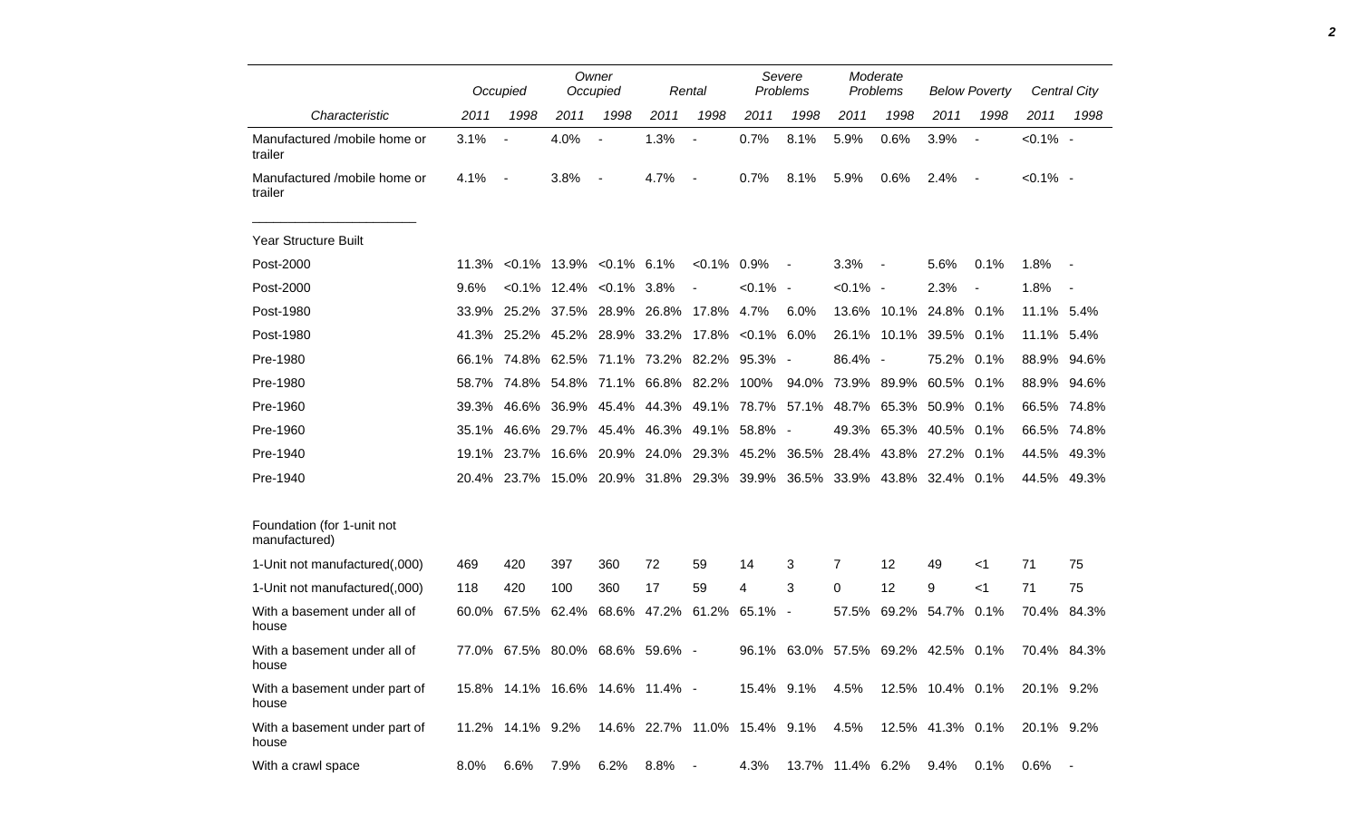| Characteristic | Occupied | | Owner Occupied | | Rental | | Severe Problems | | Moderate Problems | | Below Poverty | | Central City | |
|---|---|---|---|---|---|---|---|---|---|---|---|---|---|---|
| | 2011 | 1998 | 2011 | 1998 | 2011 | 1998 | 2011 | 1998 | 2011 | 1998 | 2011 | 1998 | 2011 | 1998 |
| Manufactured /mobile home or trailer | 3.1% | - | 4.0% | - | 1.3% | - | 0.7% | 8.1% | 5.9% | 0.6% | 3.9% | - | <0.1% | - |
| Manufactured /mobile home or trailer | 4.1% | - | 3.8% | - | 4.7% | - | 0.7% | 8.1% | 5.9% | 0.6% | 2.4% | - | <0.1% | - |
| Year Structure Built | | | | | | | | | | | | | | |
| Post-2000 | 11.3% | <0.1% | 13.9% | <0.1% | 6.1% | <0.1% | 0.9% | - | 3.3% | - | 5.6% | 0.1% | 1.8% | - |
| Post-2000 | 9.6% | <0.1% | 12.4% | <0.1% | 3.8% | - | <0.1% | - | <0.1% | - | 2.3% | - | 1.8% | - |
| Post-1980 | 33.9% | 25.2% | 37.5% | 28.9% | 26.8% | 17.8% | 4.7% | 6.0% | 13.6% | 10.1% | 24.8% | 0.1% | 11.1% | 5.4% |
| Post-1980 | 41.3% | 25.2% | 45.2% | 28.9% | 33.2% | 17.8% | <0.1% | 6.0% | 26.1% | 10.1% | 39.5% | 0.1% | 11.1% | 5.4% |
| Pre-1980 | 66.1% | 74.8% | 62.5% | 71.1% | 73.2% | 82.2% | 95.3% | - | 86.4% | - | 75.2% | 0.1% | 88.9% | 94.6% |
| Pre-1980 | 58.7% | 74.8% | 54.8% | 71.1% | 66.8% | 82.2% | 100% | 94.0% | 73.9% | 89.9% | 60.5% | 0.1% | 88.9% | 94.6% |
| Pre-1960 | 39.3% | 46.6% | 36.9% | 45.4% | 44.3% | 49.1% | 78.7% | 57.1% | 48.7% | 65.3% | 50.9% | 0.1% | 66.5% | 74.8% |
| Pre-1960 | 35.1% | 46.6% | 29.7% | 45.4% | 46.3% | 49.1% | 58.8% | - | 49.3% | 65.3% | 40.5% | 0.1% | 66.5% | 74.8% |
| Pre-1940 | 19.1% | 23.7% | 16.6% | 20.9% | 24.0% | 29.3% | 45.2% | 36.5% | 28.4% | 43.8% | 27.2% | 0.1% | 44.5% | 49.3% |
| Pre-1940 | 20.4% | 23.7% | 15.0% | 20.9% | 31.8% | 29.3% | 39.9% | 36.5% | 33.9% | 43.8% | 32.4% | 0.1% | 44.5% | 49.3% |
| Foundation (for 1-unit not manufactured) | | | | | | | | | | | | | | |
| 1-Unit not manufactured(,000) | 469 | 420 | 397 | 360 | 72 | 59 | 14 | 3 | 7 | 12 | 49 | <1 | 71 | 75 |
| 1-Unit not manufactured(,000) | 118 | 420 | 100 | 360 | 17 | 59 | 4 | 3 | 0 | 12 | 9 | <1 | 71 | 75 |
| With a basement under all of house | 60.0% | 67.5% | 62.4% | 68.6% | 47.2% | 61.2% | 65.1% | - | 57.5% | 69.2% | 54.7% | 0.1% | 70.4% | 84.3% |
| With a basement under all of house | 77.0% | 67.5% | 80.0% | 68.6% | 59.6% | - | 96.1% | 63.0% | 57.5% | 69.2% | 42.5% | 0.1% | 70.4% | 84.3% |
| With a basement under part of house | 15.8% | 14.1% | 16.6% | 14.6% | 11.4% | - | 15.4% | 9.1% | 4.5% | 12.5% | 10.4% | 0.1% | 20.1% | 9.2% |
| With a basement under part of house | 11.2% | 14.1% | 9.2% | 14.6% | 22.7% | 11.0% | 15.4% | 9.1% | 4.5% | 12.5% | 41.3% | 0.1% | 20.1% | 9.2% |
| With a crawl space | 8.0% | 6.6% | 7.9% | 6.2% | 8.8% | - | 4.3% | 13.7% | 11.4% | 6.2% | 9.4% | 0.1% | 0.6% | - |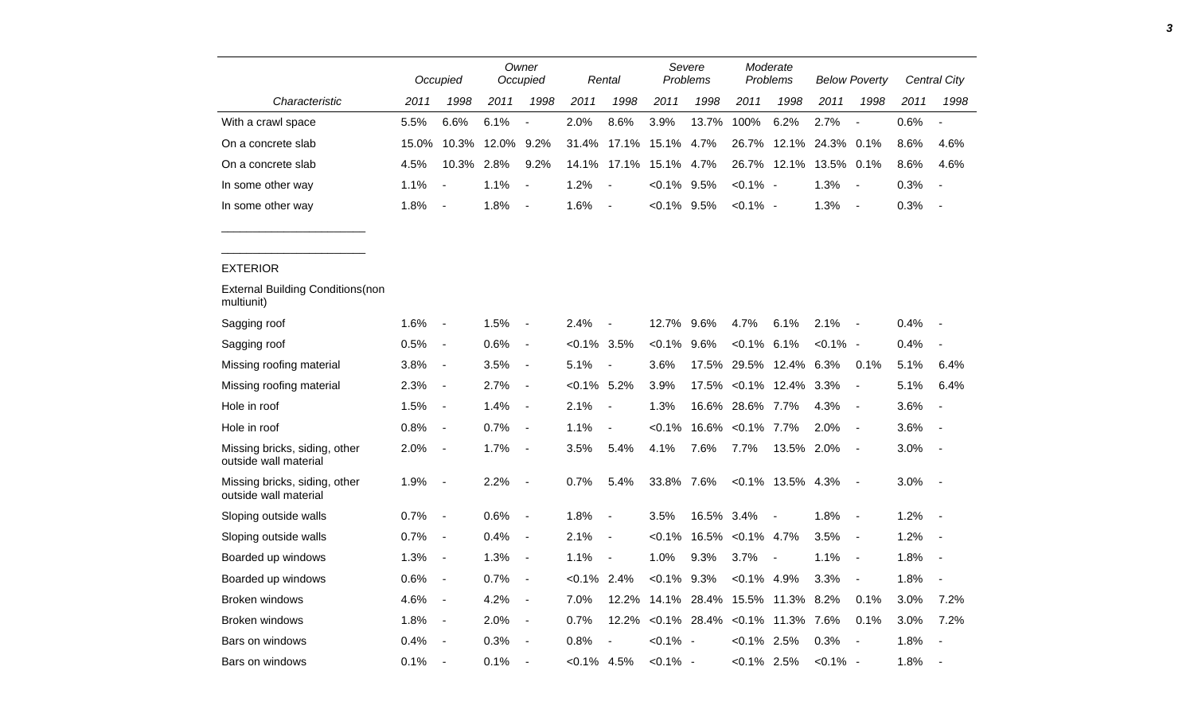| | Occupied | | Owner Occupied | | Rental | | Severe Problems | | Moderate Problems | | Below Poverty | | Central City | |
|---|---|---|---|---|---|---|---|---|---|---|---|---|---|---|
| Characteristic | 2011 | 1998 | 2011 | 1998 | 2011 | 1998 | 2011 | 1998 | 2011 | 1998 | 2011 | 1998 | 2011 | 1998 |
| With a crawl space | 5.5% | 6.6% | 6.1% | - | 2.0% | 8.6% | 3.9% | 13.7% | 100% | 6.2% | 2.7% | - | 0.6% | - |
| On a concrete slab | 15.0% | 10.3% | 12.0% | 9.2% | 31.4% | 17.1% | 15.1% | 4.7% | 26.7% | 12.1% | 24.3% | 0.1% | 8.6% | 4.6% |
| On a concrete slab | 4.5% | 10.3% | 2.8% | 9.2% | 14.1% | 17.1% | 15.1% | 4.7% | 26.7% | 12.1% | 13.5% | 0.1% | 8.6% | 4.6% |
| In some other way | 1.1% | - | 1.1% | - | 1.2% | - | <0.1% | 9.5% | <0.1% | - | 1.3% | - | 0.3% | - |
| In some other way | 1.8% | - | 1.8% | - | 1.6% | - | <0.1% | 9.5% | <0.1% | - | 1.3% | - | 0.3% | - |

| | Occupied | | Owner Occupied | | Rental | | Severe Problems | | Moderate Problems | | Below Poverty | | Central City | |
|---|---|---|---|---|---|---|---|---|---|---|---|---|---|---|
| Characteristic | 2011 | 1998 | 2011 | 1998 | 2011 | 1998 | 2011 | 1998 | 2011 | 1998 | 2011 | 1998 | 2011 | 1998 |
| EXTERIOR | | | | | | | | | | | | | | |
| External Building Conditions(non multiunit) | | | | | | | | | | | | | | |
| Sagging roof | 1.6% | - | 1.5% | - | 2.4% | - | 12.7% | 9.6% | 4.7% | 6.1% | 2.1% | - | 0.4% | - |
| Sagging roof | 0.5% | - | 0.6% | - | <0.1% | 3.5% | <0.1% | 9.6% | <0.1% | 6.1% | <0.1% | - | 0.4% | - |
| Missing roofing material | 3.8% | - | 3.5% | - | 5.1% | - | 3.6% | 17.5% | 29.5% | 12.4% | 6.3% | 0.1% | 5.1% | 6.4% |
| Missing roofing material | 2.3% | - | 2.7% | - | <0.1% | 5.2% | 3.9% | 17.5% | <0.1% | 12.4% | 3.3% | - | 5.1% | 6.4% |
| Hole in roof | 1.5% | - | 1.4% | - | 2.1% | - | 1.3% | 16.6% | 28.6% | 7.7% | 4.3% | - | 3.6% | - |
| Hole in roof | 0.8% | - | 0.7% | - | 1.1% | - | <0.1% | 16.6% | <0.1% | 7.7% | 2.0% | - | 3.6% | - |
| Missing bricks, siding, other outside wall material | 2.0% | - | 1.7% | - | 3.5% | 5.4% | 4.1% | 7.6% | 7.7% | 13.5% | 2.0% | - | 3.0% | - |
| Missing bricks, siding, other outside wall material | 1.9% | - | 2.2% | - | 0.7% | 5.4% | 33.8% | 7.6% | <0.1% | 13.5% | 4.3% | - | 3.0% | - |
| Sloping outside walls | 0.7% | - | 0.6% | - | 1.8% | - | 3.5% | 16.5% | 3.4% | - | 1.8% | - | 1.2% | - |
| Sloping outside walls | 0.7% | - | 0.4% | - | 2.1% | - | <0.1% | 16.5% | <0.1% | 4.7% | 3.5% | - | 1.2% | - |
| Boarded up windows | 1.3% | - | 1.3% | - | 1.1% | - | 1.0% | 9.3% | 3.7% | - | 1.1% | - | 1.8% | - |
| Boarded up windows | 0.6% | - | 0.7% | - | <0.1% | 2.4% | <0.1% | 9.3% | <0.1% | 4.9% | 3.3% | - | 1.8% | - |
| Broken windows | 4.6% | - | 4.2% | - | 7.0% | 12.2% | 14.1% | 28.4% | 15.5% | 11.3% | 8.2% | 0.1% | 3.0% | 7.2% |
| Broken windows | 1.8% | - | 2.0% | - | 0.7% | 12.2% | <0.1% | 28.4% | <0.1% | 11.3% | 7.6% | 0.1% | 3.0% | 7.2% |
| Bars on windows | 0.4% | - | 0.3% | - | 0.8% | - | <0.1% | - | <0.1% | 2.5% | 0.3% | - | 1.8% | - |
| Bars on windows | 0.1% | - | 0.1% | - | <0.1% | 4.5% | <0.1% | - | <0.1% | 2.5% | <0.1% | - | 1.8% | - |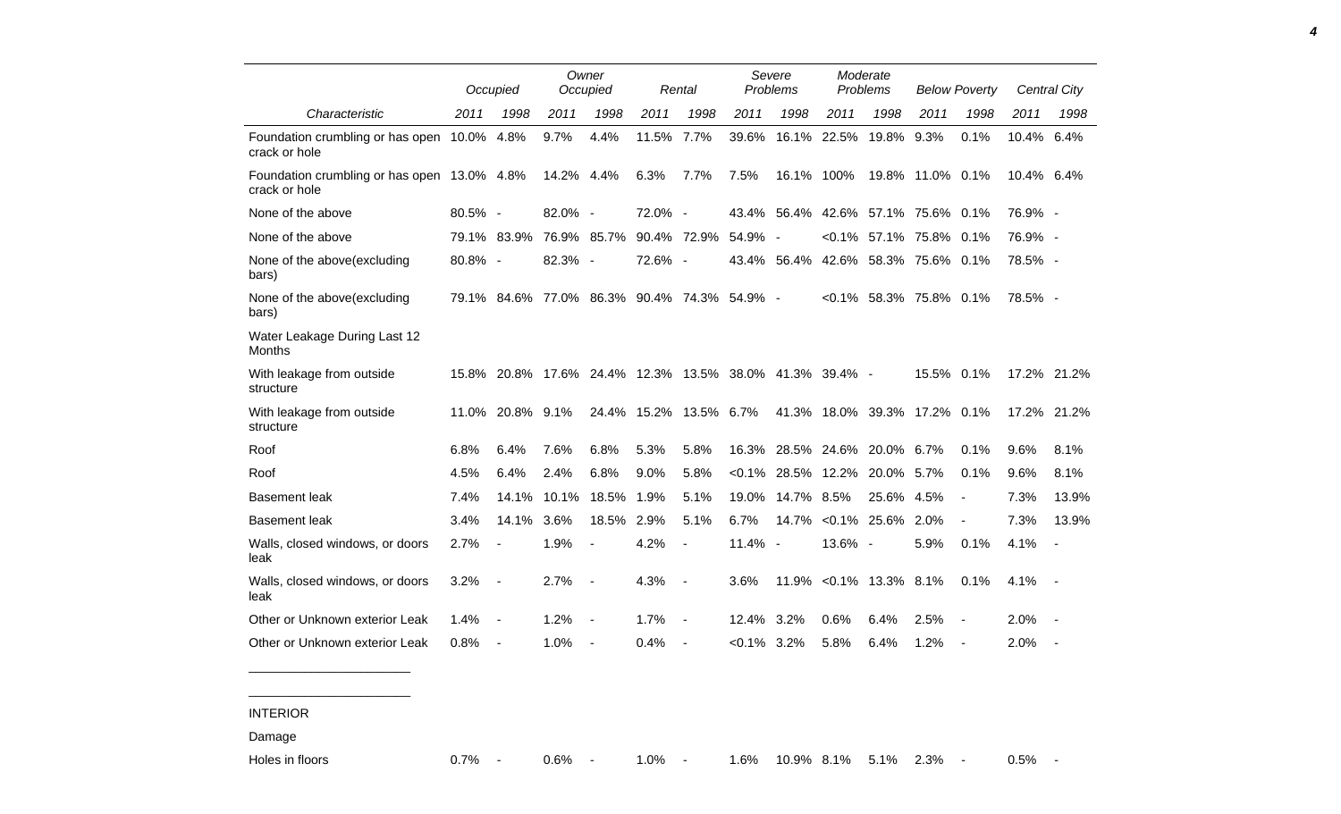| Characteristic | Occupied | | Owner Occupied | | Rental | | Severe Problems | | Moderate Problems | | Below Poverty | | Central City | |
|---|---|---|---|---|---|---|---|---|---|---|---|---|---|---|
| | 2011 | 1998 | 2011 | 1998 | 2011 | 1998 | 2011 | 1998 | 2011 | 1998 | 2011 | 1998 | 2011 | 1998 |
| Foundation crumbling or has open crack or hole | 10.0% | 4.8% | 9.7% | 4.4% | 11.5% | 7.7% | 39.6% | 16.1% | 22.5% | 19.8% | 9.3% | 0.1% | 10.4% | 6.4% |
| Foundation crumbling or has open crack or hole | 13.0% | 4.8% | 14.2% | 4.4% | 6.3% | 7.7% | 7.5% | 16.1% | 100% | 19.8% | 11.0% | 0.1% | 10.4% | 6.4% |
| None of the above | 80.5% | - | 82.0% | - | 72.0% | - | 43.4% | 56.4% | 42.6% | 57.1% | 75.6% | 0.1% | 76.9% | - |
| None of the above | 79.1% | 83.9% | 76.9% | 85.7% | 90.4% | 72.9% | 54.9% | - | <0.1% | 57.1% | 75.8% | 0.1% | 76.9% | - |
| None of the above(excluding bars) | 80.8% | - | 82.3% | - | 72.6% | - | 43.4% | 56.4% | 42.6% | 58.3% | 75.6% | 0.1% | 78.5% | - |
| None of the above(excluding bars) | 79.1% | 84.6% | 77.0% | 86.3% | 90.4% | 74.3% | 54.9% | - | <0.1% | 58.3% | 75.8% | 0.1% | 78.5% | - |
| Water Leakage During Last 12 Months | | | | | | | | | | | | | | |
| With leakage from outside structure | 15.8% | 20.8% | 17.6% | 24.4% | 12.3% | 13.5% | 38.0% | 41.3% | 39.4% | - | 15.5% | 0.1% | 17.2% | 21.2% |
| With leakage from outside structure | 11.0% | 20.8% | 9.1% | 24.4% | 15.2% | 13.5% | 6.7% | 41.3% | 18.0% | 39.3% | 17.2% | 0.1% | 17.2% | 21.2% |
| Roof | 6.8% | 6.4% | 7.6% | 6.8% | 5.3% | 5.8% | 16.3% | 28.5% | 24.6% | 20.0% | 6.7% | 0.1% | 9.6% | 8.1% |
| Roof | 4.5% | 6.4% | 2.4% | 6.8% | 9.0% | 5.8% | <0.1% | 28.5% | 12.2% | 20.0% | 5.7% | 0.1% | 9.6% | 8.1% |
| Basement leak | 7.4% | 14.1% | 10.1% | 18.5% | 1.9% | 5.1% | 19.0% | 14.7% | 8.5% | 25.6% | 4.5% | - | 7.3% | 13.9% |
| Basement leak | 3.4% | 14.1% | 3.6% | 18.5% | 2.9% | 5.1% | 6.7% | 14.7% | <0.1% | 25.6% | 2.0% | - | 7.3% | 13.9% |
| Walls, closed windows, or doors leak | 2.7% | - | 1.9% | - | 4.2% | - | 11.4% | - | 13.6% | - | 5.9% | 0.1% | 4.1% | - |
| Walls, closed windows, or doors leak | 3.2% | - | 2.7% | - | 4.3% | - | 3.6% | 11.9% | <0.1% | 13.3% | 8.1% | 0.1% | 4.1% | - |
| Other or Unknown exterior Leak | 1.4% | - | 1.2% | - | 1.7% | - | 12.4% | 3.2% | 0.6% | 6.4% | 2.5% | - | 2.0% | - |
| Other or Unknown exterior Leak | 0.8% | - | 1.0% | - | 0.4% | - | <0.1% | 3.2% | 5.8% | 6.4% | 1.2% | - | 2.0% | - |
| INTERIOR | | | | | | | | | | | | | | |
| Damage | | | | | | | | | | | | | | |
| Holes in floors | 0.7% | - | 0.6% | - | 1.0% | - | 1.6% | 10.9% | 8.1% | 5.1% | 2.3% | - | 0.5% | - |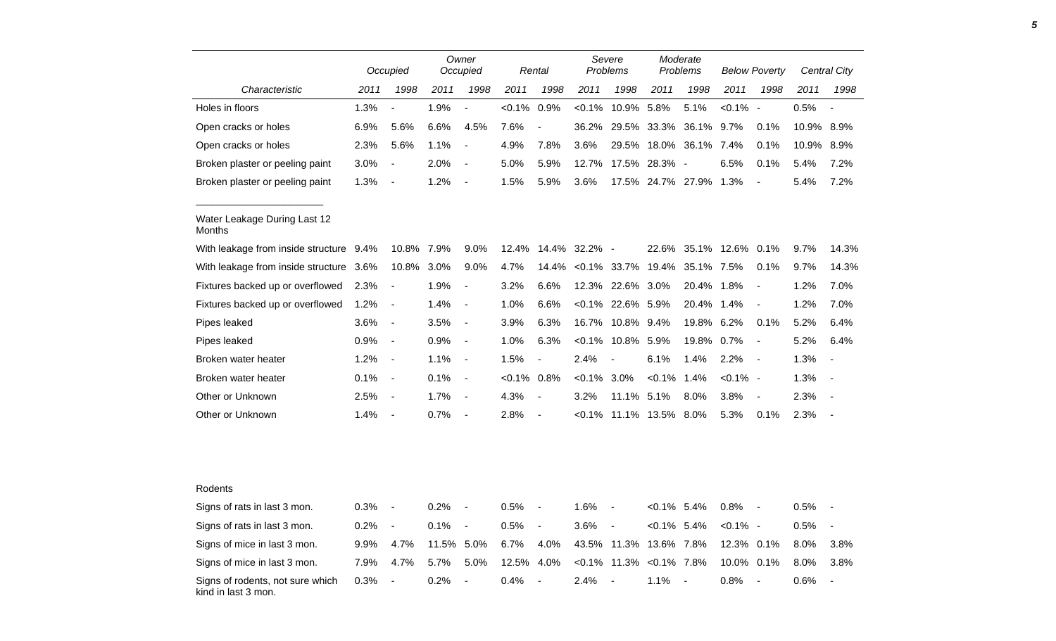| | Occupied | | Owner Occupied | | Rental | | Severe Problems | | Moderate Problems | | Below Poverty | | Central City | |
|---|---|---|---|---|---|---|---|---|---|---|---|---|---|---|
| *Characteristic* | *2011* | *1998* | *2011* | *1998* | *2011* | *1998* | *2011* | *1998* | *2011* | *1998* | *2011* | *1998* | *2011* | *1998* |
| Holes in floors | 1.3% | - | 1.9% | - | <0.1% | 0.9% | <0.1% | 10.9% | 5.8% | 5.1% | <0.1% | - | 0.5% | - |
| Open cracks or holes | 6.9% | 5.6% | 6.6% | 4.5% | 7.6% | - | 36.2% | 29.5% | 33.3% | 36.1% | 9.7% | 0.1% | 10.9% | 8.9% |
| Open cracks or holes | 2.3% | 5.6% | 1.1% | - | 4.9% | 7.8% | 3.6% | 29.5% | 18.0% | 36.1% | 7.4% | 0.1% | 10.9% | 8.9% |
| Broken plaster or peeling paint | 3.0% | - | 2.0% | - | 5.0% | 5.9% | 12.7% | 17.5% | 28.3% | - | 6.5% | 0.1% | 5.4% | 7.2% |
| Broken plaster or peeling paint | 1.3% | - | 1.2% | - | 1.5% | 5.9% | 3.6% | 17.5% | 24.7% | 27.9% | 1.3% | - | 5.4% | 7.2% |
| Water Leakage During Last 12 Months | | | | | | | | | | | | | | |
| With leakage from inside structure | 9.4% | 10.8% | 7.9% | 9.0% | 12.4% | 14.4% | 32.2% | - | 22.6% | 35.1% | 12.6% | 0.1% | 9.7% | 14.3% |
| With leakage from inside structure | 3.6% | 10.8% | 3.0% | 9.0% | 4.7% | 14.4% | <0.1% | 33.7% | 19.4% | 35.1% | 7.5% | 0.1% | 9.7% | 14.3% |
| Fixtures backed up or overflowed | 2.3% | - | 1.9% | - | 3.2% | 6.6% | 12.3% | 22.6% | 3.0% | 20.4% | 1.8% | - | 1.2% | 7.0% |
| Fixtures backed up or overflowed | 1.2% | - | 1.4% | - | 1.0% | 6.6% | <0.1% | 22.6% | 5.9% | 20.4% | 1.4% | - | 1.2% | 7.0% |
| Pipes leaked | 3.6% | - | 3.5% | - | 3.9% | 6.3% | 16.7% | 10.8% | 9.4% | 19.8% | 6.2% | 0.1% | 5.2% | 6.4% |
| Pipes leaked | 0.9% | - | 0.9% | - | 1.0% | 6.3% | <0.1% | 10.8% | 5.9% | 19.8% | 0.7% | - | 5.2% | 6.4% |
| Broken water heater | 1.2% | - | 1.1% | - | 1.5% | - | 2.4% | - | 6.1% | 1.4% | 2.2% | - | 1.3% | - |
| Broken water heater | 0.1% | - | 0.1% | - | <0.1% | 0.8% | <0.1% | 3.0% | <0.1% | 1.4% | <0.1% | - | 1.3% | - |
| Other or Unknown | 2.5% | - | 1.7% | - | 4.3% | - | 3.2% | 11.1% | 5.1% | 8.0% | 3.8% | - | 2.3% | - |
| Other or Unknown | 1.4% | - | 0.7% | - | 2.8% | - | <0.1% | 11.1% | 13.5% | 8.0% | 5.3% | 0.1% | 2.3% | - |
| Rodents | | | | | | | | | | | | | | |
| Signs of rats in last 3 mon. | 0.3% | - | 0.2% | - | 0.5% | - | 1.6% | - | <0.1% | 5.4% | 0.8% | - | 0.5% | - |
| Signs of rats in last 3 mon. | 0.2% | - | 0.1% | - | 0.5% | - | 3.6% | - | <0.1% | 5.4% | <0.1% | - | 0.5% | - |
| Signs of mice in last 3 mon. | 9.9% | 4.7% | 11.5% | 5.0% | 6.7% | 4.0% | 43.5% | 11.3% | 13.6% | 7.8% | 12.3% | 0.1% | 8.0% | 3.8% |
| Signs of mice in last 3 mon. | 7.9% | 4.7% | 5.7% | 5.0% | 12.5% | 4.0% | <0.1% | 11.3% | <0.1% | 7.8% | 10.0% | 0.1% | 8.0% | 3.8% |
| Signs of rodents, not sure which kind in last 3 mon. | 0.3% | - | 0.2% | - | 0.4% | - | 2.4% | - | 1.1% | - | 0.8% | - | 0.6% | - |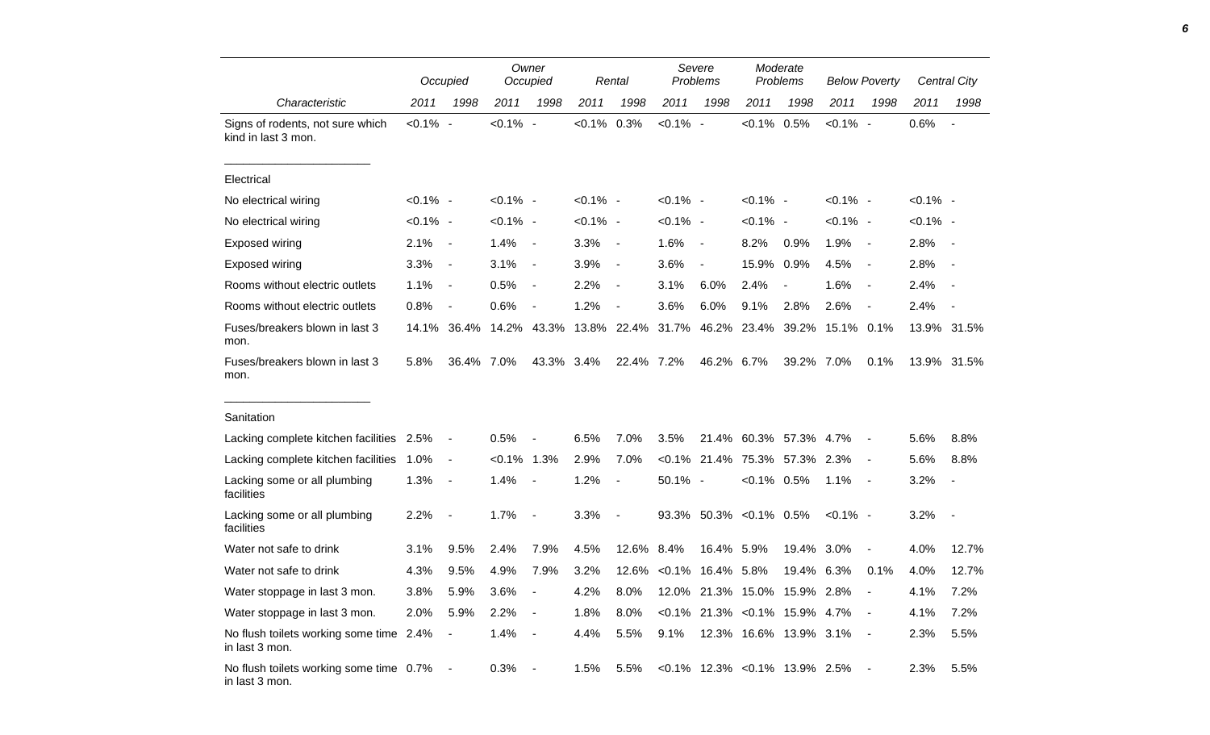| Characteristic | Occupied | | Owner Occupied | | Rental | | Severe Problems | | Moderate Problems | | Below Poverty | | Central City | |
|---|---|---|---|---|---|---|---|---|---|---|---|---|---|---|
| | 2011 | 1998 | 2011 | 1998 | 2011 | 1998 | 2011 | 1998 | 2011 | 1998 | 2011 | 1998 | 2011 | 1998 |
| Signs of rodents, not sure which kind in last 3 mon. | <0.1% | - | <0.1% | - | <0.1% | 0.3% | <0.1% | - | <0.1% | 0.5% | <0.1% | - | 0.6% | - |
| Electrical | | | | | | | | | | | | | | |
| No electrical wiring | <0.1% | - | <0.1% | - | <0.1% | - | <0.1% | - | <0.1% | - | <0.1% | - | <0.1% | - |
| No electrical wiring | <0.1% | - | <0.1% | - | <0.1% | - | <0.1% | - | <0.1% | - | <0.1% | - | <0.1% | - |
| Exposed wiring | 2.1% | - | 1.4% | - | 3.3% | - | 1.6% | - | 8.2% | 0.9% | 1.9% | - | 2.8% | - |
| Exposed wiring | 3.3% | - | 3.1% | - | 3.9% | - | 3.6% | - | 15.9% | 0.9% | 4.5% | - | 2.8% | - |
| Rooms without electric outlets | 1.1% | - | 0.5% | - | 2.2% | - | 3.1% | 6.0% | 2.4% | - | 1.6% | - | 2.4% | - |
| Rooms without electric outlets | 0.8% | - | 0.6% | - | 1.2% | - | 3.6% | 6.0% | 9.1% | 2.8% | 2.6% | - | 2.4% | - |
| Fuses/breakers blown in last 3 mon. | 14.1% | 36.4% | 14.2% | 43.3% | 13.8% | 22.4% | 31.7% | 46.2% | 23.4% | 39.2% | 15.1% | 0.1% | 13.9% | 31.5% |
| Fuses/breakers blown in last 3 mon. | 5.8% | 36.4% | 7.0% | 43.3% | 3.4% | 22.4% | 7.2% | 46.2% | 6.7% | 39.2% | 7.0% | 0.1% | 13.9% | 31.5% |
| Sanitation | | | | | | | | | | | | | | |
| Lacking complete kitchen facilities | 2.5% | - | 0.5% | - | 6.5% | 7.0% | 3.5% | 21.4% | 60.3% | 57.3% | 4.7% | - | 5.6% | 8.8% |
| Lacking complete kitchen facilities | 1.0% | - | <0.1% | 1.3% | 2.9% | 7.0% | <0.1% | 21.4% | 75.3% | 57.3% | 2.3% | - | 5.6% | 8.8% |
| Lacking some or all plumbing facilities | 1.3% | - | 1.4% | - | 1.2% | - | 50.1% | - | <0.1% | 0.5% | 1.1% | - | 3.2% | - |
| Lacking some or all plumbing facilities | 2.2% | - | 1.7% | - | 3.3% | - | 93.3% | 50.3% | <0.1% | 0.5% | <0.1% | - | 3.2% | - |
| Water not safe to drink | 3.1% | 9.5% | 2.4% | 7.9% | 4.5% | 12.6% | 8.4% | 16.4% | 5.9% | 19.4% | 3.0% | - | 4.0% | 12.7% |
| Water not safe to drink | 4.3% | 9.5% | 4.9% | 7.9% | 3.2% | 12.6% | <0.1% | 16.4% | 5.8% | 19.4% | 6.3% | 0.1% | 4.0% | 12.7% |
| Water stoppage in last 3 mon. | 3.8% | 5.9% | 3.6% | - | 4.2% | 8.0% | 12.0% | 21.3% | 15.0% | 15.9% | 2.8% | - | 4.1% | 7.2% |
| Water stoppage in last 3 mon. | 2.0% | 5.9% | 2.2% | - | 1.8% | 8.0% | <0.1% | 21.3% | <0.1% | 15.9% | 4.7% | - | 4.1% | 7.2% |
| No flush toilets working some time in last 3 mon. | 2.4% | - | 1.4% | - | 4.4% | 5.5% | 9.1% | 12.3% | 16.6% | 13.9% | 3.1% | - | 2.3% | 5.5% |
| No flush toilets working some time in last 3 mon. | 0.7% | - | 0.3% | - | 1.5% | 5.5% | <0.1% | 12.3% | <0.1% | 13.9% | 2.5% | - | 2.3% | 5.5% |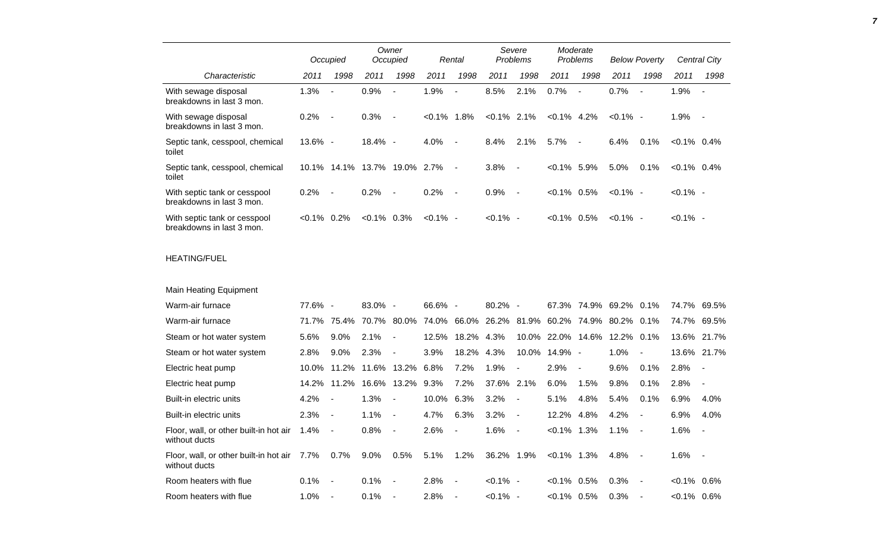| Characteristic | Occupied | | Owner Occupied | | Rental | | Severe Problems | | Moderate Problems | | Below Poverty | | Central City | |
|---|---|---|---|---|---|---|---|---|---|---|---|---|---|---|
| | 2011 | 1998 | 2011 | 1998 | 2011 | 1998 | 2011 | 1998 | 2011 | 1998 | 2011 | 1998 | 2011 | 1998 |
| With sewage disposal breakdowns in last 3 mon. | 1.3% | - | 0.9% | - | 1.9% | - | 8.5% | 2.1% | 0.7% | - | 0.7% | - | 1.9% | - |
| With sewage disposal breakdowns in last 3 mon. | 0.2% | - | 0.3% | - | <0.1% | 1.8% | <0.1% | 2.1% | <0.1% | 4.2% | <0.1% | - | 1.9% | - |
| Septic tank, cesspool, chemical toilet | 13.6% | - | 18.4% | - | 4.0% | - | 8.4% | 2.1% | 5.7% | - | 6.4% | 0.1% | <0.1% | 0.4% |
| Septic tank, cesspool, chemical toilet | 10.1% | 14.1% | 13.7% | 19.0% | 2.7% | - | 3.8% | - | <0.1% | 5.9% | 5.0% | 0.1% | <0.1% | 0.4% |
| With septic tank or cesspool breakdowns in last 3 mon. | 0.2% | - | 0.2% | - | 0.2% | - | 0.9% | - | <0.1% | 0.5% | <0.1% | - | <0.1% | - |
| With septic tank or cesspool breakdowns in last 3 mon. | <0.1% | 0.2% | <0.1% | 0.3% | <0.1% | - | <0.1% | - | <0.1% | 0.5% | <0.1% | - | <0.1% | - |
| HEATING/FUEL | | | | | | | | | | | | | | |
| Main Heating Equipment | | | | | | | | | | | | | | |
| Warm-air furnace | 77.6% | - | 83.0% | - | 66.6% | - | 80.2% | - | 67.3% | 74.9% | 69.2% | 0.1% | 74.7% | 69.5% |
| Warm-air furnace | 71.7% | 75.4% | 70.7% | 80.0% | 74.0% | 66.0% | 26.2% | 81.9% | 60.2% | 74.9% | 80.2% | 0.1% | 74.7% | 69.5% |
| Steam or hot water system | 5.6% | 9.0% | 2.1% | - | 12.5% | 18.2% | 4.3% | 10.0% | 22.0% | 14.6% | 12.2% | 0.1% | 13.6% | 21.7% |
| Steam or hot water system | 2.8% | 9.0% | 2.3% | - | 3.9% | 18.2% | 4.3% | 10.0% | 14.9% | - | 1.0% | - | 13.6% | 21.7% |
| Electric heat pump | 10.0% | 11.2% | 11.6% | 13.2% | 6.8% | 7.2% | 1.9% | - | 2.9% | - | 9.6% | 0.1% | 2.8% | - |
| Electric heat pump | 14.2% | 11.2% | 16.6% | 13.2% | 9.3% | 7.2% | 37.6% | 2.1% | 6.0% | 1.5% | 9.8% | 0.1% | 2.8% | - |
| Built-in electric units | 4.2% | - | 1.3% | - | 10.0% | 6.3% | 3.2% | - | 5.1% | 4.8% | 5.4% | 0.1% | 6.9% | 4.0% |
| Built-in electric units | 2.3% | - | 1.1% | - | 4.7% | 6.3% | 3.2% | - | 12.2% | 4.8% | 4.2% | - | 6.9% | 4.0% |
| Floor, wall, or other built-in hot air without ducts | 1.4% | - | 0.8% | - | 2.6% | - | 1.6% | - | <0.1% | 1.3% | 1.1% | - | 1.6% | - |
| Floor, wall, or other built-in hot air without ducts | 7.7% | 0.7% | 9.0% | 0.5% | 5.1% | 1.2% | 36.2% | 1.9% | <0.1% | 1.3% | 4.8% | - | 1.6% | - |
| Room heaters with flue | 0.1% | - | 0.1% | - | 2.8% | - | <0.1% | - | <0.1% | 0.5% | 0.3% | - | <0.1% | 0.6% |
| Room heaters with flue | 1.0% | - | 0.1% | - | 2.8% | - | <0.1% | - | <0.1% | 0.5% | 0.3% | - | <0.1% | 0.6% |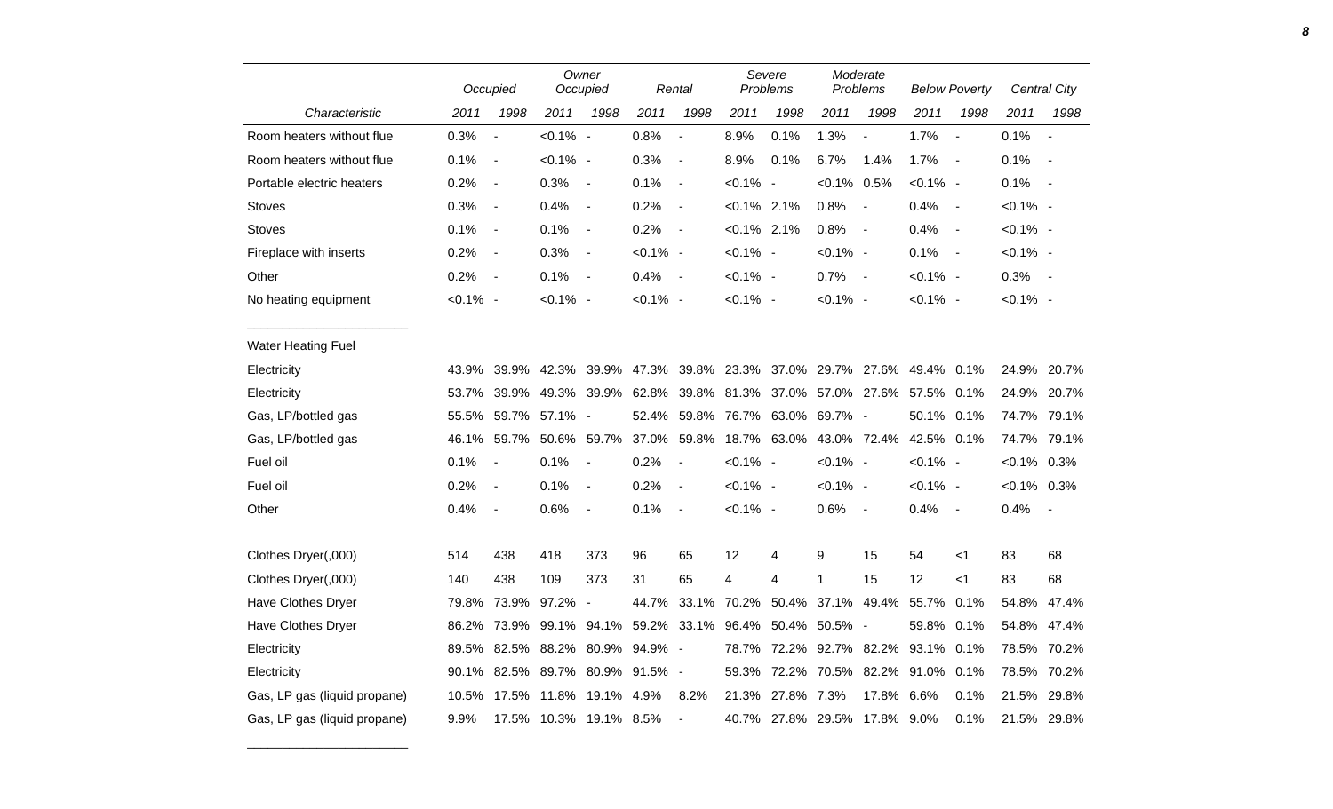| Characteristic | Occupied | | Owner Occupied | | Rental | | Severe Problems | | Moderate Problems | | Below Poverty | | Central City | |
|---|---|---|---|---|---|---|---|---|---|---|---|---|---|---|
| | 2011 | 1998 | 2011 | 1998 | 2011 | 1998 | 2011 | 1998 | 2011 | 1998 | 2011 | 1998 | 2011 | 1998 |
| Room heaters without flue | 0.3% | - | <0.1% | - | 0.8% | - | 8.9% | 0.1% | 1.3% | - | 1.7% | - | 0.1% | - |
| Room heaters without flue | 0.1% | - | <0.1% | - | 0.3% | - | 8.9% | 0.1% | 6.7% | 1.4% | 1.7% | - | 0.1% | - |
| Portable electric heaters | 0.2% | - | 0.3% | - | 0.1% | - | <0.1% | - | <0.1% | 0.5% | <0.1% | - | 0.1% | - |
| Stoves | 0.3% | - | 0.4% | - | 0.2% | - | <0.1% | 2.1% | 0.8% | - | 0.4% | - | <0.1% | - |
| Stoves | 0.1% | - | 0.1% | - | 0.2% | - | <0.1% | 2.1% | 0.8% | - | 0.4% | - | <0.1% | - |
| Fireplace with inserts | 0.2% | - | 0.3% | - | <0.1% | - | <0.1% | - | <0.1% | - | 0.1% | - | <0.1% | - |
| Other | 0.2% | - | 0.1% | - | 0.4% | - | <0.1% | - | 0.7% | - | <0.1% | - | 0.3% | - |
| No heating equipment | <0.1% | - | <0.1% | - | <0.1% | - | <0.1% | - | <0.1% | - | <0.1% | - | <0.1% | - |
| Water Heating Fuel | | | | | | | | | | | | | | |
| Electricity | 43.9% | 39.9% | 42.3% | 39.9% | 47.3% | 39.8% | 23.3% | 37.0% | 29.7% | 27.6% | 49.4% | 0.1% | 24.9% | 20.7% |
| Electricity | 53.7% | 39.9% | 49.3% | 39.9% | 62.8% | 39.8% | 81.3% | 37.0% | 57.0% | 27.6% | 57.5% | 0.1% | 24.9% | 20.7% |
| Gas, LP/bottled gas | 55.5% | 59.7% | 57.1% | - | 52.4% | 59.8% | 76.7% | 63.0% | 69.7% | - | 50.1% | 0.1% | 74.7% | 79.1% |
| Gas, LP/bottled gas | 46.1% | 59.7% | 50.6% | 59.7% | 37.0% | 59.8% | 18.7% | 63.0% | 43.0% | 72.4% | 42.5% | 0.1% | 74.7% | 79.1% |
| Fuel oil | 0.1% | - | 0.1% | - | 0.2% | - | <0.1% | - | <0.1% | - | <0.1% | - | <0.1% | 0.3% |
| Fuel oil | 0.2% | - | 0.1% | - | 0.2% | - | <0.1% | - | <0.1% | - | <0.1% | - | <0.1% | 0.3% |
| Other | 0.4% | - | 0.6% | - | 0.1% | - | <0.1% | - | 0.6% | - | 0.4% | - | 0.4% | - |
| Clothes Dryer(,000) | 514 | 438 | 418 | 373 | 96 | 65 | 12 | 4 | 9 | 15 | 54 | <1 | 83 | 68 |
| Clothes Dryer(,000) | 140 | 438 | 109 | 373 | 31 | 65 | 4 | 4 | 1 | 15 | 12 | <1 | 83 | 68 |
| Have Clothes Dryer | 79.8% | 73.9% | 97.2% | - | 44.7% | 33.1% | 70.2% | 50.4% | 37.1% | 49.4% | 55.7% | 0.1% | 54.8% | 47.4% |
| Have Clothes Dryer | 86.2% | 73.9% | 99.1% | 94.1% | 59.2% | 33.1% | 96.4% | 50.4% | 50.5% | - | 59.8% | 0.1% | 54.8% | 47.4% |
| Electricity | 89.5% | 82.5% | 88.2% | 80.9% | 94.9% | - | 78.7% | 72.2% | 92.7% | 82.2% | 93.1% | 0.1% | 78.5% | 70.2% |
| Electricity | 90.1% | 82.5% | 89.7% | 80.9% | 91.5% | - | 59.3% | 72.2% | 70.5% | 82.2% | 91.0% | 0.1% | 78.5% | 70.2% |
| Gas, LP gas (liquid propane) | 10.5% | 17.5% | 11.8% | 19.1% | 4.9% | 8.2% | 21.3% | 27.8% | 7.3% | 17.8% | 6.6% | 0.1% | 21.5% | 29.8% |
| Gas, LP gas (liquid propane) | 9.9% | 17.5% | 10.3% | 19.1% | 8.5% | - | 40.7% | 27.8% | 29.5% | 17.8% | 9.0% | 0.1% | 21.5% | 29.8% |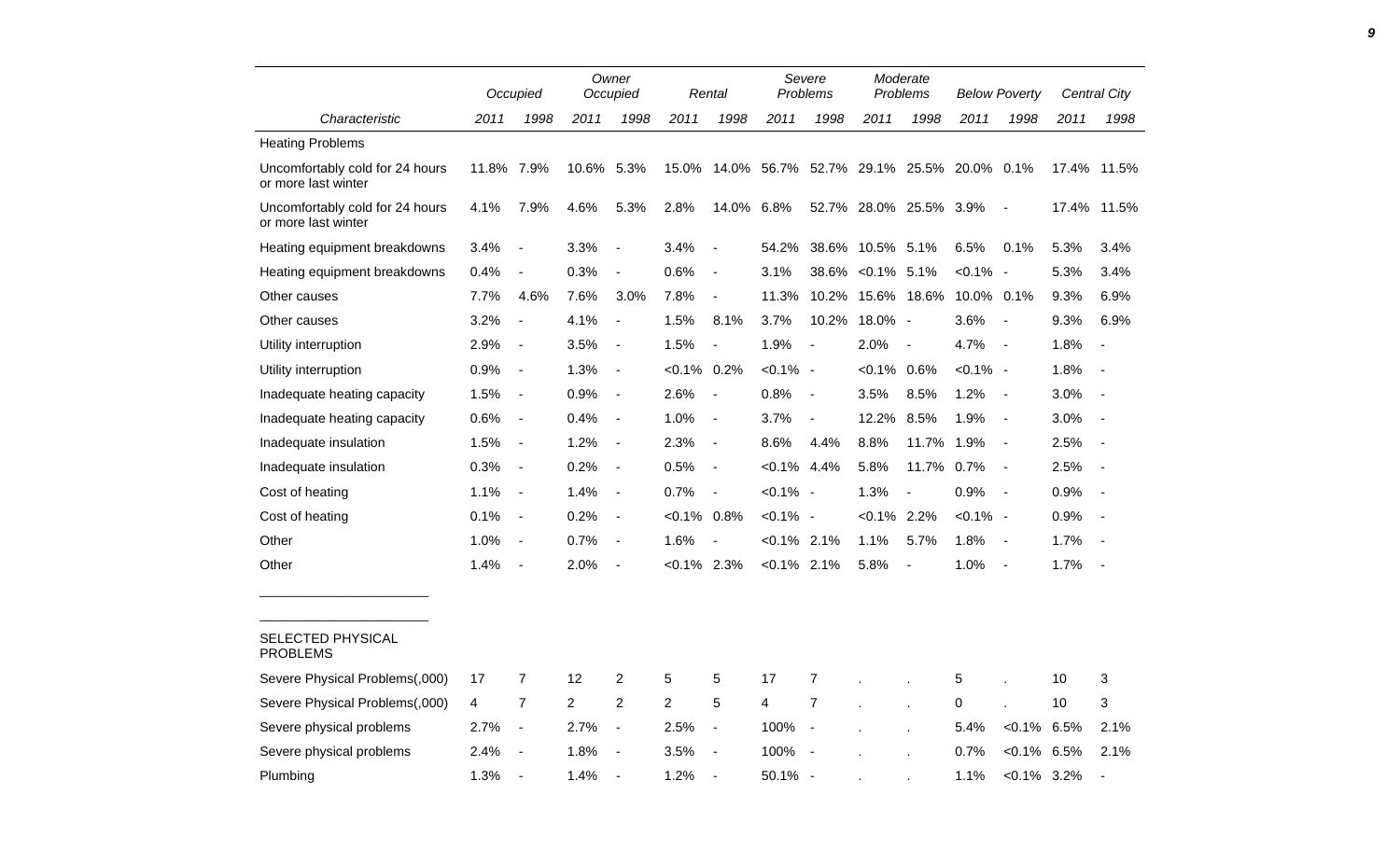| Characteristic | Occupied | | Owner Occupied | | Rental | | Severe Problems | | Moderate Problems | | Below Poverty | | Central City | |
|---|---|---|---|---|---|---|---|---|---|---|---|---|---|---|
| | 2011 | 1998 | 2011 | 1998 | 2011 | 1998 | 2011 | 1998 | 2011 | 1998 | 2011 | 1998 | 2011 | 1998 |
| Heating Problems | | | | | | | | | | | | | | |
| Uncomfortably cold for 24 hours or more last winter | 11.8% | 7.9% | 10.6% | 5.3% | 15.0% | 14.0% | 56.7% | 52.7% | 29.1% | 25.5% | 20.0% | 0.1% | 17.4% | 11.5% |
| Uncomfortably cold for 24 hours or more last winter | 4.1% | 7.9% | 4.6% | 5.3% | 2.8% | 14.0% | 6.8% | 52.7% | 28.0% | 25.5% | 3.9% | - | 17.4% | 11.5% |
| Heating equipment breakdowns | 3.4% | - | 3.3% | - | 3.4% | - | 54.2% | 38.6% | 10.5% | 5.1% | 6.5% | 0.1% | 5.3% | 3.4% |
| Heating equipment breakdowns | 0.4% | - | 0.3% | - | 0.6% | - | 3.1% | 38.6% | <0.1% | 5.1% | <0.1% | - | 5.3% | 3.4% |
| Other causes | 7.7% | 4.6% | 7.6% | 3.0% | 7.8% | - | 11.3% | 10.2% | 15.6% | 18.6% | 10.0% | 0.1% | 9.3% | 6.9% |
| Other causes | 3.2% | - | 4.1% | - | 1.5% | 8.1% | 3.7% | 10.2% | 18.0% | - | 3.6% | - | 9.3% | 6.9% |
| Utility interruption | 2.9% | - | 3.5% | - | 1.5% | - | 1.9% | - | 2.0% | - | 4.7% | - | 1.8% | - |
| Utility interruption | 0.9% | - | 1.3% | - | <0.1% | 0.2% | <0.1% | - | <0.1% | 0.6% | <0.1% | - | 1.8% | - |
| Inadequate heating capacity | 1.5% | - | 0.9% | - | 2.6% | - | 0.8% | - | 3.5% | 8.5% | 1.2% | - | 3.0% | - |
| Inadequate heating capacity | 0.6% | - | 0.4% | - | 1.0% | - | 3.7% | - | 12.2% | 8.5% | 1.9% | - | 3.0% | - |
| Inadequate insulation | 1.5% | - | 1.2% | - | 2.3% | - | 8.6% | 4.4% | 8.8% | 11.7% | 1.9% | - | 2.5% | - |
| Inadequate insulation | 0.3% | - | 0.2% | - | 0.5% | - | <0.1% | 4.4% | 5.8% | 11.7% | 0.7% | - | 2.5% | - |
| Cost of heating | 1.1% | - | 1.4% | - | 0.7% | - | <0.1% | - | 1.3% | - | 0.9% | - | 0.9% | - |
| Cost of heating | 0.1% | - | 0.2% | - | <0.1% | 0.8% | <0.1% | - | <0.1% | 2.2% | <0.1% | - | 0.9% | - |
| Other | 1.0% | - | 0.7% | - | 1.6% | - | <0.1% | 2.1% | 1.1% | 5.7% | 1.8% | - | 1.7% | - |
| Other | 1.4% | - | 2.0% | - | <0.1% | 2.3% | <0.1% | 2.1% | 5.8% | - | 1.0% | - | 1.7% | - |
| SELECTED PHYSICAL PROBLEMS | | | | | | | | | | | | | | |
| Severe Physical Problems(,000) | 17 | 7 | 12 | 2 | 5 | 5 | 17 | 7 | . | . | 5 | . | 10 | 3 |
| Severe Physical Problems(,000) | 4 | 7 | 2 | 2 | 2 | 5 | 4 | 7 | . | . | 0 | . | 10 | 3 |
| Severe physical problems | 2.7% | - | 2.7% | - | 2.5% | - | 100% | - | . | . | 5.4% | <0.1% | 6.5% | 2.1% |
| Severe physical problems | 2.4% | - | 1.8% | - | 3.5% | - | 100% | - | . | . | 0.7% | <0.1% | 6.5% | 2.1% |
| Plumbing | 1.3% | - | 1.4% | - | 1.2% | - | 50.1% | - | . | . | 1.1% | <0.1% | 3.2% | - |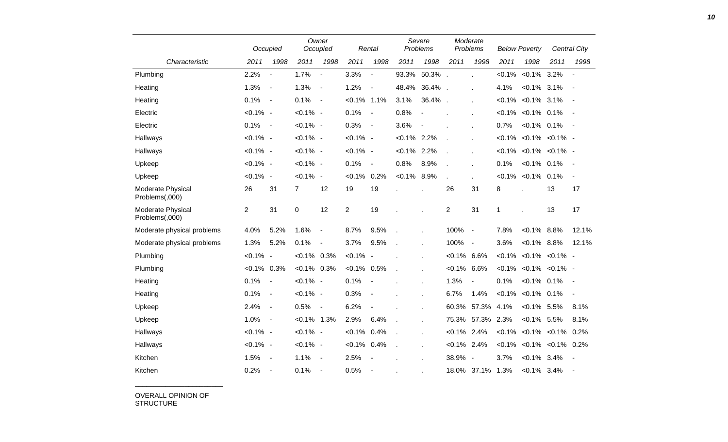| Characteristic | Occupied | | Owner Occupied | | Rental | | Severe Problems | | Moderate Problems | | Below Poverty | | Central City | |
|---|---|---|---|---|---|---|---|---|---|---|---|---|---|---|
| | 2011 | 1998 | 2011 | 1998 | 2011 | 1998 | 2011 | 1998 | 2011 | 1998 | 2011 | 1998 | 2011 | 1998 |
| Plumbing | 2.2% | - | 1.7% | - | 3.3% | - | 93.3% | 50.3% | . | . | <0.1% | <0.1% | 3.2% | - |
| Heating | 1.3% | - | 1.3% | - | 1.2% | - | 48.4% | 36.4% | . | . | 4.1% | <0.1% | 3.1% | - |
| Heating | 0.1% | - | 0.1% | - | <0.1% | 1.1% | 3.1% | 36.4% | . | . | <0.1% | <0.1% | 3.1% | - |
| Electric | <0.1% | - | <0.1% | - | 0.1% | - | 0.8% | - | . | . | <0.1% | <0.1% | 0.1% | - |
| Electric | 0.1% | - | <0.1% | - | 0.3% | - | 3.6% | - | . | . | 0.7% | <0.1% | 0.1% | - |
| Hallways | <0.1% | - | <0.1% | - | <0.1% | - | <0.1% | 2.2% | . | . | <0.1% | <0.1% | <0.1% | - |
| Hallways | <0.1% | - | <0.1% | - | <0.1% | - | <0.1% | 2.2% | . | . | <0.1% | <0.1% | <0.1% | - |
| Upkeep | <0.1% | - | <0.1% | - | 0.1% | - | 0.8% | 8.9% | . | . | 0.1% | <0.1% | 0.1% | - |
| Upkeep | <0.1% | - | <0.1% | - | <0.1% | 0.2% | <0.1% | 8.9% | . | . | <0.1% | <0.1% | 0.1% | - |
| Moderate Physical Problems(,000) | 26 | 31 | 7 | 12 | 19 | 19 | . | . | 26 | 31 | 8 | . | 13 | 17 |
| Moderate Physical Problems(,000) | 2 | 31 | 0 | 12 | 2 | 19 | . | . | 2 | 31 | 1 | . | 13 | 17 |
| Moderate physical problems | 4.0% | 5.2% | 1.6% | - | 8.7% | 9.5% | . | . | 100% | - | 7.8% | <0.1% | 8.8% | 12.1% |
| Moderate physical problems | 1.3% | 5.2% | 0.1% | - | 3.7% | 9.5% | . | . | 100% | - | 3.6% | <0.1% | 8.8% | 12.1% |
| Plumbing | <0.1% | - | <0.1% | 0.3% | <0.1% | - | . | . | <0.1% | 6.6% | <0.1% | <0.1% | <0.1% | - |
| Plumbing | <0.1% | 0.3% | <0.1% | 0.3% | <0.1% | 0.5% | . | . | <0.1% | 6.6% | <0.1% | <0.1% | <0.1% | - |
| Heating | 0.1% | - | <0.1% | - | 0.1% | - | . | . | 1.3% | - | 0.1% | <0.1% | 0.1% | - |
| Heating | 0.1% | - | <0.1% | - | 0.3% | - | . | . | 6.7% | 1.4% | <0.1% | <0.1% | 0.1% | - |
| Upkeep | 2.4% | - | 0.5% | - | 6.2% | - | . | . | 60.3% | 57.3% | 4.1% | <0.1% | 5.5% | 8.1% |
| Upkeep | 1.0% | - | <0.1% | 1.3% | 2.9% | 6.4% | . | . | 75.3% | 57.3% | 2.3% | <0.1% | 5.5% | 8.1% |
| Hallways | <0.1% | - | <0.1% | - | <0.1% | 0.4% | . | . | <0.1% | 2.4% | <0.1% | <0.1% | <0.1% | 0.2% |
| Hallways | <0.1% | - | <0.1% | - | <0.1% | 0.4% | . | . | <0.1% | 2.4% | <0.1% | <0.1% | <0.1% | 0.2% |
| Kitchen | 1.5% | - | 1.1% | - | 2.5% | - | . | . | 38.9% | - | 3.7% | <0.1% | 3.4% | - |
| Kitchen | 0.2% | - | 0.1% | - | 0.5% | - | . | . | 18.0% | 37.1% | 1.3% | <0.1% | 3.4% | - |

OVERALL OPINION OF STRUCTURE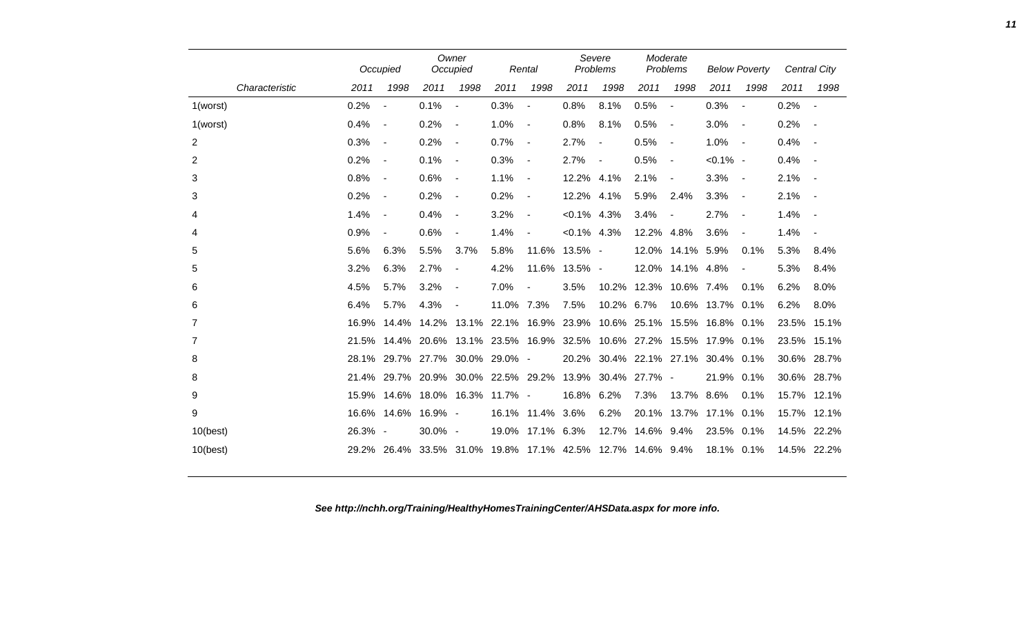| | Occupied | | Owner Occupied | | Rental | | Severe Problems | | Moderate Problems | | Below Poverty | | Central City | |
|---|---|---|---|---|---|---|---|---|---|---|---|---|---|---|
| Characteristic | 2011 | 1998 | 2011 | 1998 | 2011 | 1998 | 2011 | 1998 | 2011 | 1998 | 2011 | 1998 | 2011 | 1998 |
| 1(worst) | 0.2% | - | 0.1% | - | 0.3% | - | 0.8% | 8.1% | 0.5% | - | 0.3% | - | 0.2% | - |
| 1(worst) | 0.4% | - | 0.2% | - | 1.0% | - | 0.8% | 8.1% | 0.5% | - | 3.0% | - | 0.2% | - |
| 2 | 0.3% | - | 0.2% | - | 0.7% | - | 2.7% | - | 0.5% | - | 1.0% | - | 0.4% | - |
| 2 | 0.2% | - | 0.1% | - | 0.3% | - | 2.7% | - | 0.5% | - | <0.1% | - | 0.4% | - |
| 3 | 0.8% | - | 0.6% | - | 1.1% | - | 12.2% | 4.1% | 2.1% | - | 3.3% | - | 2.1% | - |
| 3 | 0.2% | - | 0.2% | - | 0.2% | - | 12.2% | 4.1% | 5.9% | 2.4% | 3.3% | - | 2.1% | - |
| 4 | 1.4% | - | 0.4% | - | 3.2% | - | <0.1% | 4.3% | 3.4% | - | 2.7% | - | 1.4% | - |
| 4 | 0.9% | - | 0.6% | - | 1.4% | - | <0.1% | 4.3% | 12.2% | 4.8% | 3.6% | - | 1.4% | - |
| 5 | 5.6% | 6.3% | 5.5% | 3.7% | 5.8% | 11.6% | 13.5% | - | 12.0% | 14.1% | 5.9% | 0.1% | 5.3% | 8.4% |
| 5 | 3.2% | 6.3% | 2.7% | - | 4.2% | 11.6% | 13.5% | - | 12.0% | 14.1% | 4.8% | - | 5.3% | 8.4% |
| 6 | 4.5% | 5.7% | 3.2% | - | 7.0% | - | 3.5% | 10.2% | 12.3% | 10.6% | 7.4% | 0.1% | 6.2% | 8.0% |
| 6 | 6.4% | 5.7% | 4.3% | - | 11.0% | 7.3% | 7.5% | 10.2% | 6.7% | 10.6% | 13.7% | 0.1% | 6.2% | 8.0% |
| 7 | 16.9% | 14.4% | 14.2% | 13.1% | 22.1% | 16.9% | 23.9% | 10.6% | 25.1% | 15.5% | 16.8% | 0.1% | 23.5% | 15.1% |
| 7 | 21.5% | 14.4% | 20.6% | 13.1% | 23.5% | 16.9% | 32.5% | 10.6% | 27.2% | 15.5% | 17.9% | 0.1% | 23.5% | 15.1% |
| 8 | 28.1% | 29.7% | 27.7% | 30.0% | 29.0% | - | 20.2% | 30.4% | 22.1% | 27.1% | 30.4% | 0.1% | 30.6% | 28.7% |
| 8 | 21.4% | 29.7% | 20.9% | 30.0% | 22.5% | 29.2% | 13.9% | 30.4% | 27.7% | - | 21.9% | 0.1% | 30.6% | 28.7% |
| 9 | 15.9% | 14.6% | 18.0% | 16.3% | 11.7% | - | 16.8% | 6.2% | 7.3% | 13.7% | 8.6% | 0.1% | 15.7% | 12.1% |
| 9 | 16.6% | 14.6% | 16.9% | - | 16.1% | 11.4% | 3.6% | 6.2% | 20.1% | 13.7% | 17.1% | 0.1% | 15.7% | 12.1% |
| 10(best) | 26.3% | - | 30.0% | - | 19.0% | 17.1% | 6.3% | 12.7% | 14.6% | 9.4% | 23.5% | 0.1% | 14.5% | 22.2% |
| 10(best) | 29.2% | 26.4% | 33.5% | 31.0% | 19.8% | 17.1% | 42.5% | 12.7% | 14.6% | 9.4% | 18.1% | 0.1% | 14.5% | 22.2% |

***See http://nchh.org/Training/HealthyHomesTrainingCenter/AHSData.aspx for more info.***